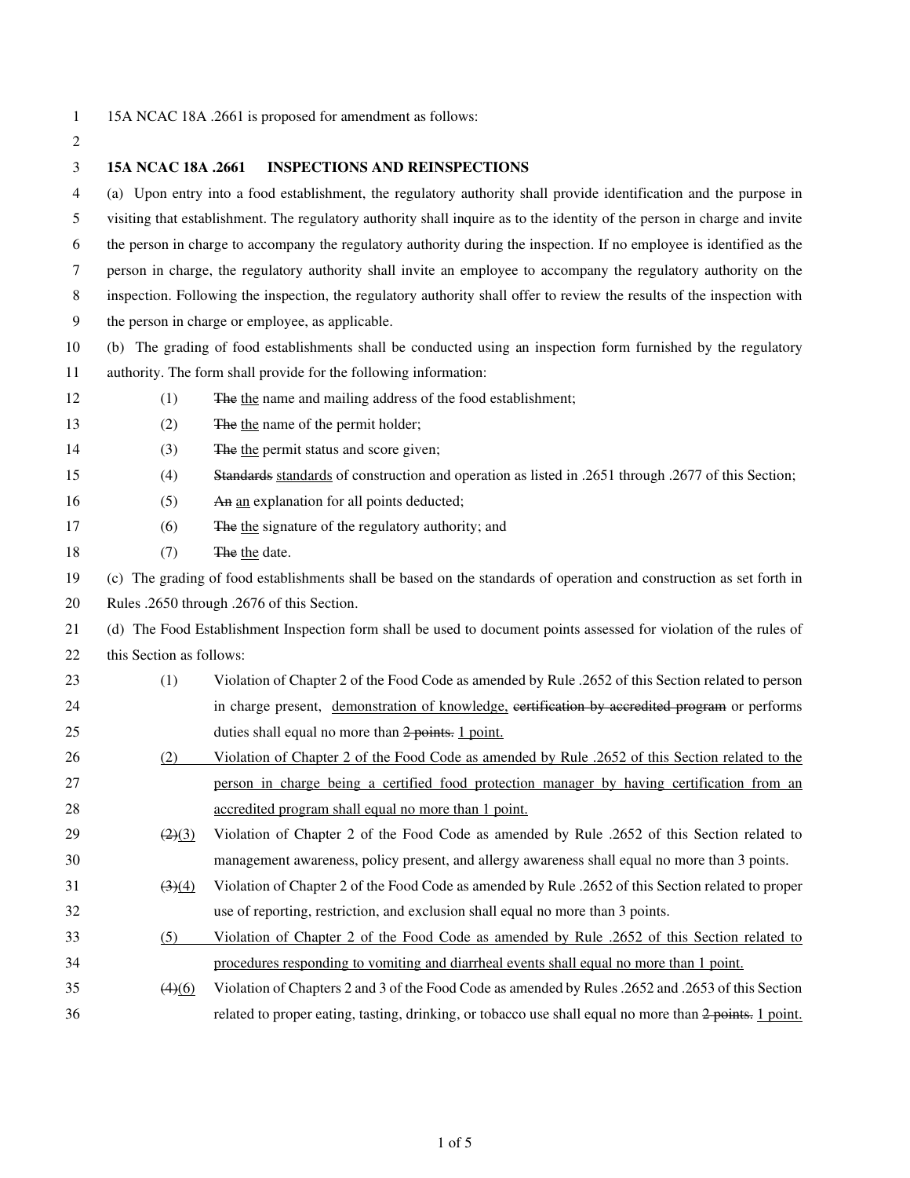15A NCAC 18A .2661 is proposed for amendment as follows:

**15A NCAC 18A .2661 INSPECTIONS AND REINSPECTIONS**

(a) Upon entry into a food establishment, the regulatory authority shall provide identification and the purpose in visiting that establishment. The regulatory authority shall inquire as to the identity of the person in charge and invite the person in charge to accompany the regulatory authority during the inspection. If no employee is identified as the person in charge, the regulatory authority shall invite an employee to accompany the regulatory authority on the inspection. Following the inspection, the regulatory authority shall offer to review the results of the inspection with the person in charge or employee, as applicable.

(b) The grading of food establishments shall be conducted using an inspection form furnished by the regulatory authority. The form shall provide for the following information:

(1) ~~The~~ the name and mailing address of the food establishment;

(2) ~~The~~ the name of the permit holder;

(3) ~~The~~ the permit status and score given;

(4) ~~Standards~~ standards of construction and operation as listed in .2651 through .2677 of this Section;

(5) ~~An~~ an explanation for all points deducted;

(6) ~~The~~ the signature of the regulatory authority; and

(7) ~~The~~ the date.

(c) The grading of food establishments shall be based on the standards of operation and construction as set forth in Rules .2650 through .2676 of this Section.

(d) The Food Establishment Inspection form shall be used to document points assessed for violation of the rules of this Section as follows:

(1) Violation of Chapter 2 of the Food Code as amended by Rule .2652 of this Section related to person in charge present, demonstration of knowledge, ~~certification by accredited program~~ or performs duties shall equal no more than ~~2 points.~~ 1 point.

(2) Violation of Chapter 2 of the Food Code as amended by Rule .2652 of this Section related to the person in charge being a certified food protection manager by having certification from an accredited program shall equal no more than 1 point.

~~(2)~~(3) Violation of Chapter 2 of the Food Code as amended by Rule .2652 of this Section related to management awareness, policy present, and allergy awareness shall equal no more than 3 points.

~~(3)~~(4) Violation of Chapter 2 of the Food Code as amended by Rule .2652 of this Section related to proper use of reporting, restriction, and exclusion shall equal no more than 3 points.

(5) Violation of Chapter 2 of the Food Code as amended by Rule .2652 of this Section related to procedures responding to vomiting and diarrheal events shall equal no more than 1 point.

~~(4)~~(6) Violation of Chapters 2 and 3 of the Food Code as amended by Rules .2652 and .2653 of this Section related to proper eating, tasting, drinking, or tobacco use shall equal no more than ~~2 points.~~ 1 point.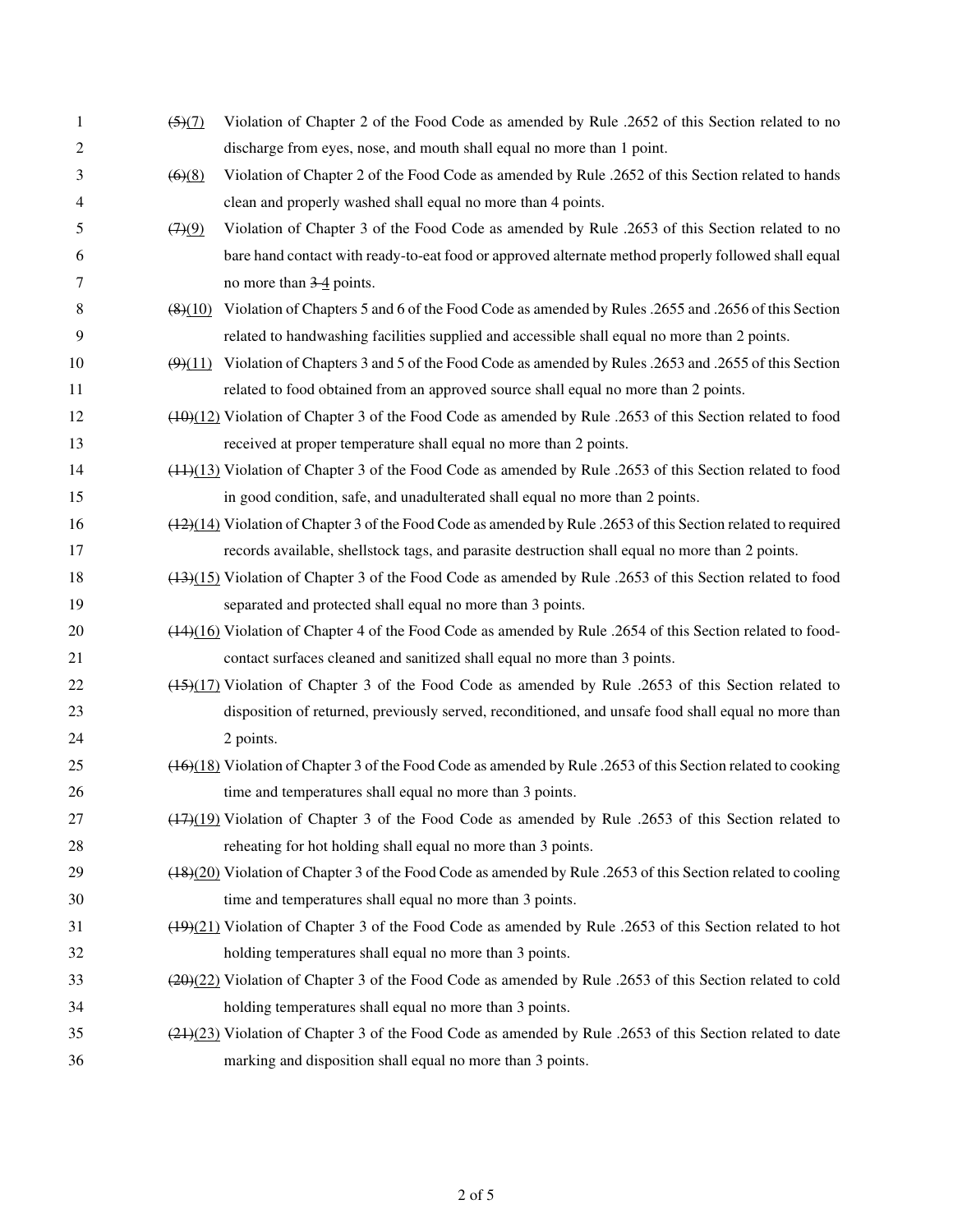~~(5)~~(7) Violation of Chapter 2 of the Food Code as amended by Rule .2652 of this Section related to no discharge from eyes, nose, and mouth shall equal no more than 1 point.

~~(6)~~(8) Violation of Chapter 2 of the Food Code as amended by Rule .2652 of this Section related to hands clean and properly washed shall equal no more than 4 points.

~~(7)~~(9) Violation of Chapter 3 of the Food Code as amended by Rule .2653 of this Section related to no bare hand contact with ready-to-eat food or approved alternate method properly followed shall equal no more than ~~3~~ 4 points.

~~(8)~~(10) Violation of Chapters 5 and 6 of the Food Code as amended by Rules .2655 and .2656 of this Section related to handwashing facilities supplied and accessible shall equal no more than 2 points.

~~(9)~~(11) Violation of Chapters 3 and 5 of the Food Code as amended by Rules .2653 and .2655 of this Section related to food obtained from an approved source shall equal no more than 2 points.

~~(10)~~(12) Violation of Chapter 3 of the Food Code as amended by Rule .2653 of this Section related to food received at proper temperature shall equal no more than 2 points.

~~(11)~~(13) Violation of Chapter 3 of the Food Code as amended by Rule .2653 of this Section related to food in good condition, safe, and unadulterated shall equal no more than 2 points.

~~(12)~~(14) Violation of Chapter 3 of the Food Code as amended by Rule .2653 of this Section related to required records available, shellstock tags, and parasite destruction shall equal no more than 2 points.

~~(13)~~(15) Violation of Chapter 3 of the Food Code as amended by Rule .2653 of this Section related to food separated and protected shall equal no more than 3 points.

~~(14)~~(16) Violation of Chapter 4 of the Food Code as amended by Rule .2654 of this Section related to food-contact surfaces cleaned and sanitized shall equal no more than 3 points.

~~(15)~~(17) Violation of Chapter 3 of the Food Code as amended by Rule .2653 of this Section related to disposition of returned, previously served, reconditioned, and unsafe food shall equal no more than 2 points.

~~(16)~~(18) Violation of Chapter 3 of the Food Code as amended by Rule .2653 of this Section related to cooking time and temperatures shall equal no more than 3 points.

~~(17)~~(19) Violation of Chapter 3 of the Food Code as amended by Rule .2653 of this Section related to reheating for hot holding shall equal no more than 3 points.

~~(18)~~(20) Violation of Chapter 3 of the Food Code as amended by Rule .2653 of this Section related to cooling time and temperatures shall equal no more than 3 points.

~~(19)~~(21) Violation of Chapter 3 of the Food Code as amended by Rule .2653 of this Section related to hot holding temperatures shall equal no more than 3 points.

~~(20)~~(22) Violation of Chapter 3 of the Food Code as amended by Rule .2653 of this Section related to cold holding temperatures shall equal no more than 3 points.

~~(21)~~(23) Violation of Chapter 3 of the Food Code as amended by Rule .2653 of this Section related to date marking and disposition shall equal no more than 3 points.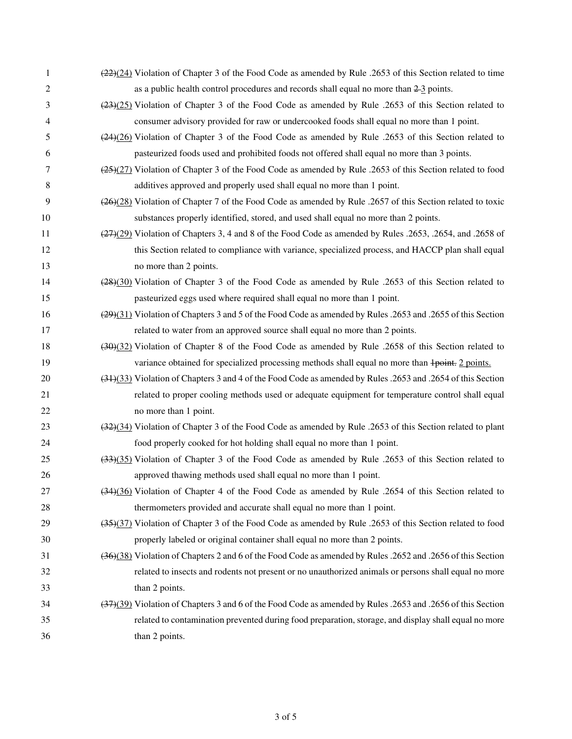~~(22)~~(24) Violation of Chapter 3 of the Food Code as amended by Rule .2653 of this Section related to time as a public health control procedures and records shall equal no more than ~~2~~ 3 points.

~~(23)~~(25) Violation of Chapter 3 of the Food Code as amended by Rule .2653 of this Section related to consumer advisory provided for raw or undercooked foods shall equal no more than 1 point.

~~(24)~~(26) Violation of Chapter 3 of the Food Code as amended by Rule .2653 of this Section related to pasteurized foods used and prohibited foods not offered shall equal no more than 3 points.

~~(25)~~(27) Violation of Chapter 3 of the Food Code as amended by Rule .2653 of this Section related to food additives approved and properly used shall equal no more than 1 point.

~~(26)~~(28) Violation of Chapter 7 of the Food Code as amended by Rule .2657 of this Section related to toxic substances properly identified, stored, and used shall equal no more than 2 points.

~~(27)~~(29) Violation of Chapters 3, 4 and 8 of the Food Code as amended by Rules .2653, .2654, and .2658 of this Section related to compliance with variance, specialized process, and HACCP plan shall equal no more than 2 points.

~~(28)~~(30) Violation of Chapter 3 of the Food Code as amended by Rule .2653 of this Section related to pasteurized eggs used where required shall equal no more than 1 point.

~~(29)~~(31) Violation of Chapters 3 and 5 of the Food Code as amended by Rules .2653 and .2655 of this Section related to water from an approved source shall equal no more than 2 points.

~~(30)~~(32) Violation of Chapter 8 of the Food Code as amended by Rule .2658 of this Section related to variance obtained for specialized processing methods shall equal no more than ~~1point.~~ 2 points.

~~(31)~~(33) Violation of Chapters 3 and 4 of the Food Code as amended by Rules .2653 and .2654 of this Section related to proper cooling methods used or adequate equipment for temperature control shall equal no more than 1 point.

~~(32)~~(34) Violation of Chapter 3 of the Food Code as amended by Rule .2653 of this Section related to plant food properly cooked for hot holding shall equal no more than 1 point.

~~(33)~~(35) Violation of Chapter 3 of the Food Code as amended by Rule .2653 of this Section related to approved thawing methods used shall equal no more than 1 point.

~~(34)~~(36) Violation of Chapter 4 of the Food Code as amended by Rule .2654 of this Section related to thermometers provided and accurate shall equal no more than 1 point.

~~(35)~~(37) Violation of Chapter 3 of the Food Code as amended by Rule .2653 of this Section related to food properly labeled or original container shall equal no more than 2 points.

~~(36)~~(38) Violation of Chapters 2 and 6 of the Food Code as amended by Rules .2652 and .2656 of this Section related to insects and rodents not present or no unauthorized animals or persons shall equal no more than 2 points.

~~(37)~~(39) Violation of Chapters 3 and 6 of the Food Code as amended by Rules .2653 and .2656 of this Section related to contamination prevented during food preparation, storage, and display shall equal no more than 2 points.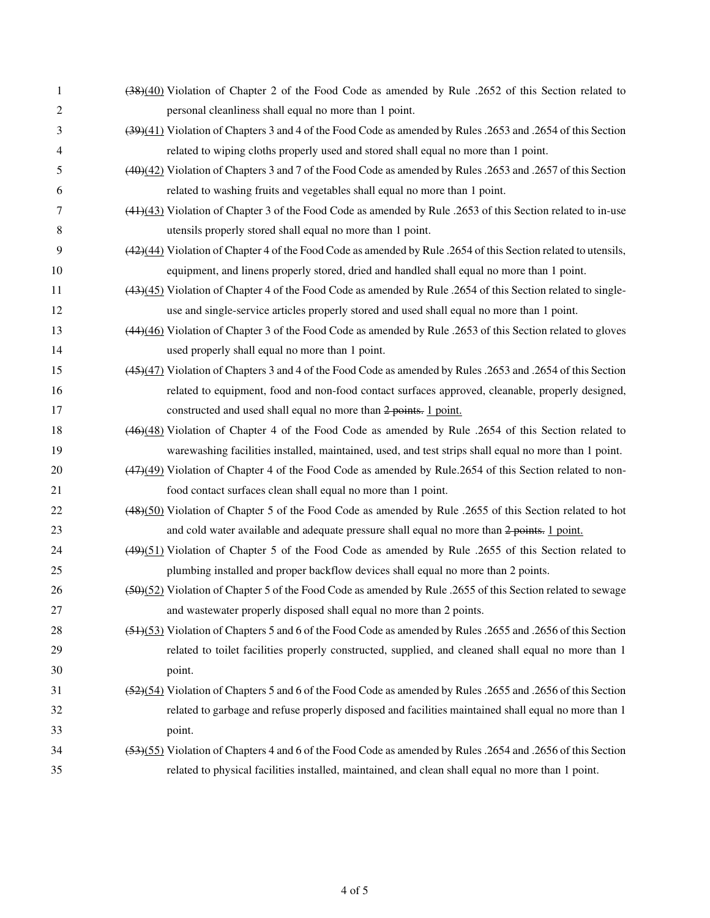~~(38)~~<u>(40)</u> Violation of Chapter 2 of the Food Code as amended by Rule .2652 of this Section related to personal cleanliness shall equal no more than 1 point.

~~(39)~~<u>(41)</u> Violation of Chapters 3 and 4 of the Food Code as amended by Rules .2653 and .2654 of this Section related to wiping cloths properly used and stored shall equal no more than 1 point.

~~(40)~~<u>(42)</u> Violation of Chapters 3 and 7 of the Food Code as amended by Rules .2653 and .2657 of this Section related to washing fruits and vegetables shall equal no more than 1 point.

~~(41)~~<u>(43)</u> Violation of Chapter 3 of the Food Code as amended by Rule .2653 of this Section related to in-use utensils properly stored shall equal no more than 1 point.

~~(42)~~<u>(44)</u> Violation of Chapter 4 of the Food Code as amended by Rule .2654 of this Section related to utensils, equipment, and linens properly stored, dried and handled shall equal no more than 1 point.

~~(43)~~<u>(45)</u> Violation of Chapter 4 of the Food Code as amended by Rule .2654 of this Section related to single-use and single-service articles properly stored and used shall equal no more than 1 point.

~~(44)~~<u>(46)</u> Violation of Chapter 3 of the Food Code as amended by Rule .2653 of this Section related to gloves used properly shall equal no more than 1 point.

~~(45)~~<u>(47)</u> Violation of Chapters 3 and 4 of the Food Code as amended by Rules .2653 and .2654 of this Section related to equipment, food and non-food contact surfaces approved, cleanable, properly designed, constructed and used shall equal no more than ~~2 points.~~ <u>1 point.</u>

~~(46)~~<u>(48)</u> Violation of Chapter 4 of the Food Code as amended by Rule .2654 of this Section related to warewashing facilities installed, maintained, used, and test strips shall equal no more than 1 point.

~~(47)~~<u>(49)</u> Violation of Chapter 4 of the Food Code as amended by Rule.2654 of this Section related to non-food contact surfaces clean shall equal no more than 1 point.

~~(48)~~<u>(50)</u> Violation of Chapter 5 of the Food Code as amended by Rule .2655 of this Section related to hot and cold water available and adequate pressure shall equal no more than ~~2 points.~~ <u>1 point.</u>

~~(49)~~<u>(51)</u> Violation of Chapter 5 of the Food Code as amended by Rule .2655 of this Section related to plumbing installed and proper backflow devices shall equal no more than 2 points.

~~(50)~~<u>(52)</u> Violation of Chapter 5 of the Food Code as amended by Rule .2655 of this Section related to sewage and wastewater properly disposed shall equal no more than 2 points.

~~(51)~~<u>(53)</u> Violation of Chapters 5 and 6 of the Food Code as amended by Rules .2655 and .2656 of this Section related to toilet facilities properly constructed, supplied, and cleaned shall equal no more than 1 point.

~~(52)~~<u>(54)</u> Violation of Chapters 5 and 6 of the Food Code as amended by Rules .2655 and .2656 of this Section related to garbage and refuse properly disposed and facilities maintained shall equal no more than 1 point.

~~(53)~~<u>(55)</u> Violation of Chapters 4 and 6 of the Food Code as amended by Rules .2654 and .2656 of this Section related to physical facilities installed, maintained, and clean shall equal no more than 1 point.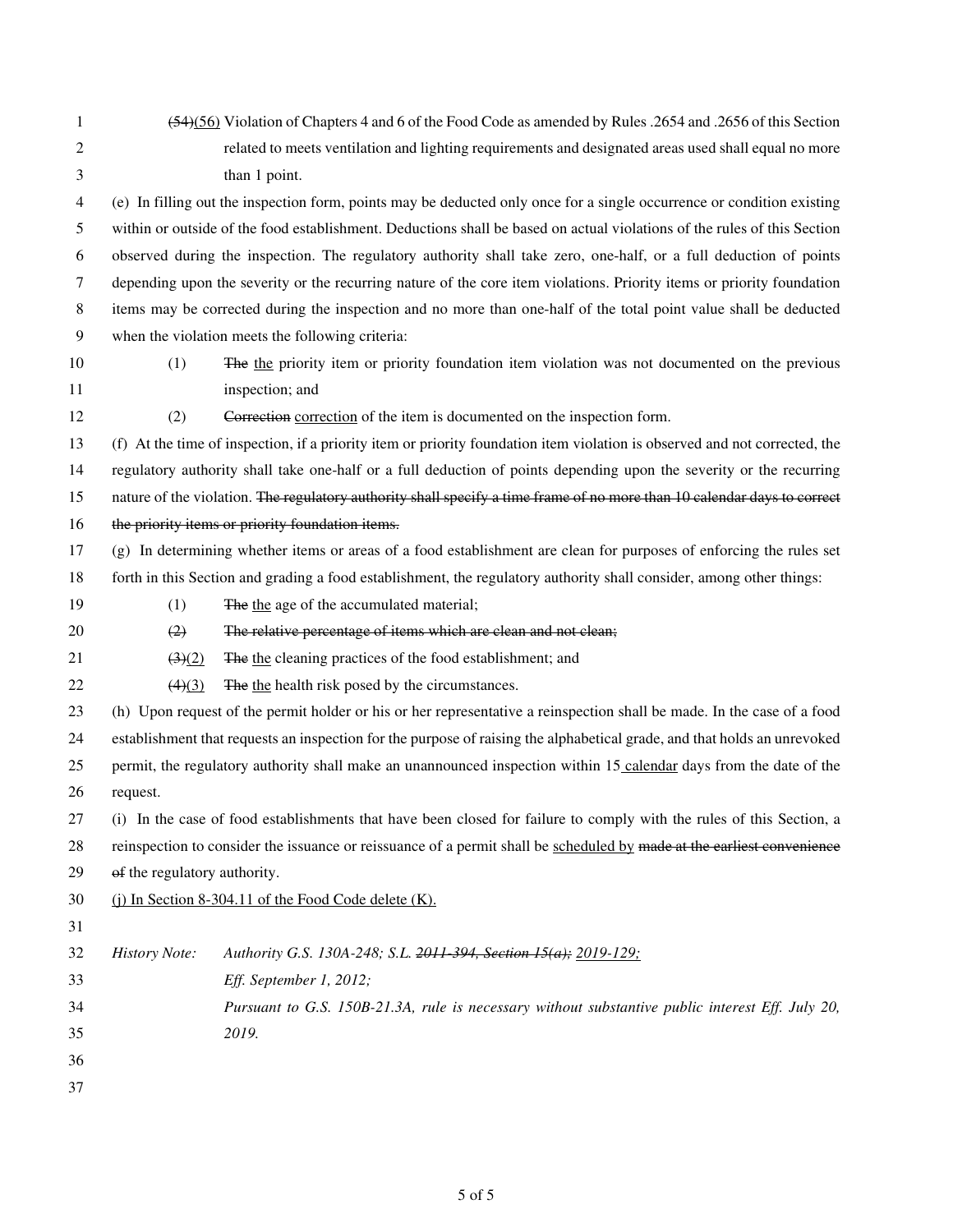(54)(56) Violation of Chapters 4 and 6 of the Food Code as amended by Rules .2654 and .2656 of this Section related to meets ventilation and lighting requirements and designated areas used shall equal no more than 1 point.

(e) In filling out the inspection form, points may be deducted only once for a single occurrence or condition existing within or outside of the food establishment. Deductions shall be based on actual violations of the rules of this Section observed during the inspection. The regulatory authority shall take zero, one-half, or a full deduction of points depending upon the severity or the recurring nature of the core item violations. Priority items or priority foundation items may be corrected during the inspection and no more than one-half of the total point value shall be deducted when the violation meets the following criteria:

(1) The the priority item or priority foundation item violation was not documented on the previous inspection; and

(2) Correction correction of the item is documented on the inspection form.

(f) At the time of inspection, if a priority item or priority foundation item violation is observed and not corrected, the regulatory authority shall take one-half or a full deduction of points depending upon the severity or the recurring nature of the violation. The regulatory authority shall specify a time frame of no more than 10 calendar days to correct the priority items or priority foundation items.

(g) In determining whether items or areas of a food establishment are clean for purposes of enforcing the rules set forth in this Section and grading a food establishment, the regulatory authority shall consider, among other things:

(1) The the age of the accumulated material;

(2) The relative percentage of items which are clean and not clean;

(3)(2) The the cleaning practices of the food establishment; and

(4)(3) The the health risk posed by the circumstances.

(h) Upon request of the permit holder or his or her representative a reinspection shall be made. In the case of a food establishment that requests an inspection for the purpose of raising the alphabetical grade, and that holds an unrevoked permit, the regulatory authority shall make an unannounced inspection within 15 calendar days from the date of the request.

(i) In the case of food establishments that have been closed for failure to comply with the rules of this Section, a reinspection to consider the issuance or reissuance of a permit shall be scheduled by made at the earliest convenience of the regulatory authority.

(j) In Section 8-304.11 of the Food Code delete (K).

*History Note: Authority G.S. 130A-248; S.L. 2011-394, Section 15(a); 2019-129;*
*Eff. September 1, 2012;*
*Pursuant to G.S. 150B-21.3A, rule is necessary without substantive public interest Eff. July 20, 2019.*